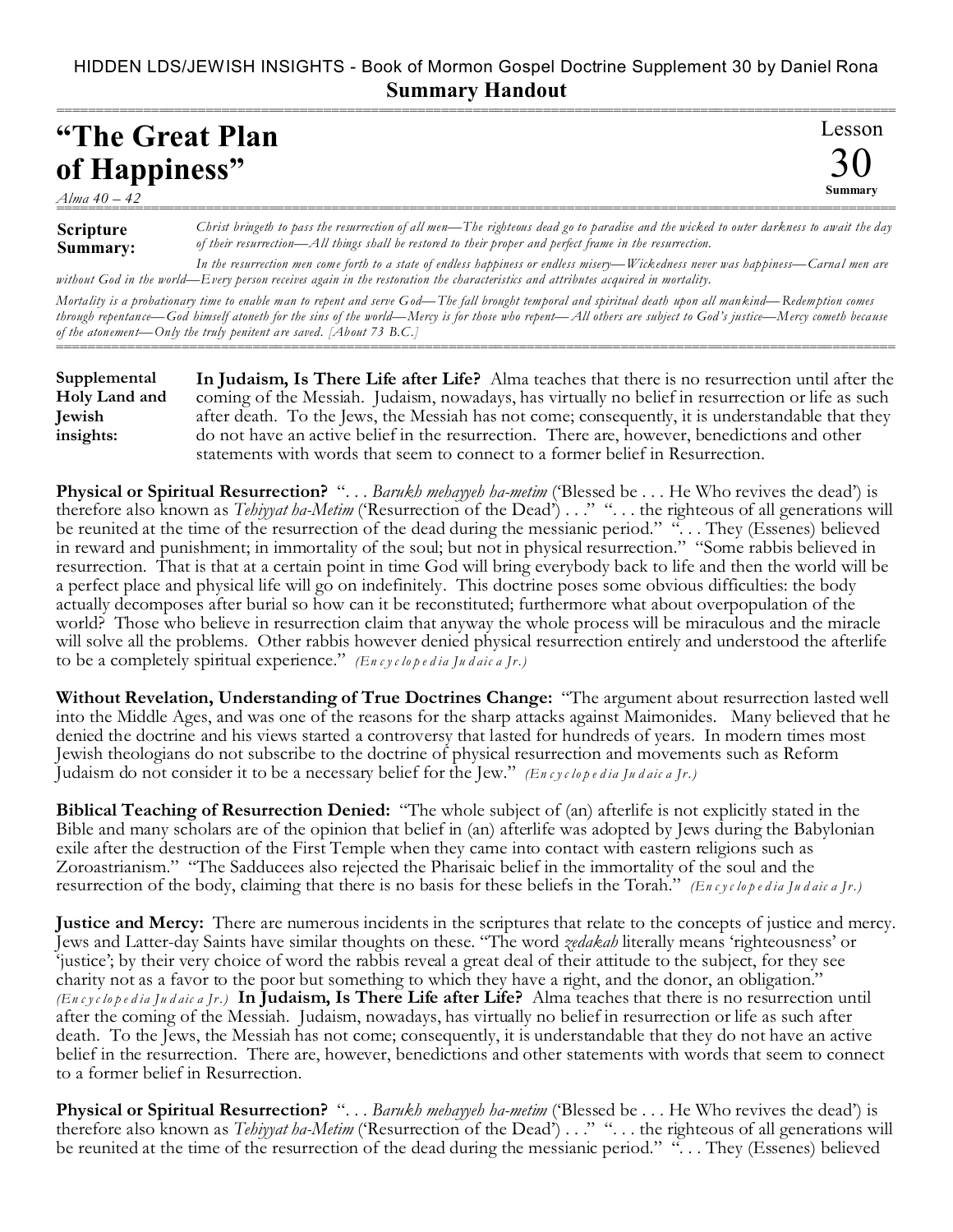HIDDEN LDS/JEWISH INSIGHTS - Book of Mormon Gospel Doctrine Supplement 30 by Daniel Rona

**Summary Handout**

# "The Great Plan of Happiness"

*Alma 40 – 42*

Lesson 30 Summary

**Scripture Summary:** *Christ bringeth to pass the resurrection of all men—The righteous dead go to paradise and the wicked to outer darkness to await the day of their resurrection—All things shall be restored to their proper and perfect frame in the resurrection.*

*In the resurrection men come forth to a state of endless happiness or endless misery—Wickedness never was happiness—Carnal men are without God in the world—Every person receives again in the restoration the characteristics and attributes acquired in mortality.*

*Mortality is a probationary time to enable man to repent and serve God—The fall brought temporal and spiritual death upon all mankind—Redemption comes through repentance—God himself atoneth for the sins of the world—Mercy is for those who repent—All others are subject to God's justice—Mercy cometh because of the atonement—Only the truly penitent are saved. [About 73 B.C.]*

**Supplemental Holy Land and Jewish insights:**

**In Judaism, Is There Life after Life?** Alma teaches that there is no resurrection until after the coming of the Messiah. Judaism, nowadays, has virtually no belief in resurrection or life as such after death. To the Jews, the Messiah has not come; consequently, it is understandable that they do not have an active belief in the resurrection. There are, however, benedictions and other statements with words that seem to connect to a former belief in Resurrection.

**Physical or Spiritual Resurrection?** ". . . *Barukh mehayyeh ha-metim* ('Blessed be . . . He Who revives the dead') is therefore also known as *Tehiyyat ha-Metim* ('Resurrection of the Dead') . . ." ". . . the righteous of all generations will be reunited at the time of the resurrection of the dead during the messianic period." ". . . They (Essenes) believed in reward and punishment; in immortality of the soul; but not in physical resurrection." "Some rabbis believed in resurrection. That is that at a certain point in time God will bring everybody back to life and then the world will be a perfect place and physical life will go on indefinitely. This doctrine poses some obvious difficulties: the body actually decomposes after burial so how can it be reconstituted; furthermore what about overpopulation of the world? Those who believe in resurrection claim that anyway the whole process will be miraculous and the miracle will solve all the problems. Other rabbis however denied physical resurrection entirely and understood the afterlife to be a completely spiritual experience." *(Encyclopedia Judaica Jr.)*

**Without Revelation, Understanding of True Doctrines Change:** "The argument about resurrection lasted well into the Middle Ages, and was one of the reasons for the sharp attacks against Maimonides. Many believed that he denied the doctrine and his views started a controversy that lasted for hundreds of years. In modern times most Jewish theologians do not subscribe to the doctrine of physical resurrection and movements such as Reform Judaism do not consider it to be a necessary belief for the Jew." *(Encyclopedia Judaica Jr.)*

**Biblical Teaching of Resurrection Denied:** "The whole subject of (an) afterlife is not explicitly stated in the Bible and many scholars are of the opinion that belief in (an) afterlife was adopted by Jews during the Babylonian exile after the destruction of the First Temple when they came into contact with eastern religions such as Zoroastrianism." "The Sadducees also rejected the Pharisaic belief in the immortality of the soul and the resurrection of the body, claiming that there is no basis for these beliefs in the Torah." *(Encyclopedia Judaica Jr.)*

**Justice and Mercy:** There are numerous incidents in the scriptures that relate to the concepts of justice and mercy. Jews and Latter-day Saints have similar thoughts on these. "The word *zedakah* literally means 'righteousness' or 'justice'; by their very choice of word the rabbis reveal a great deal of their attitude to the subject, for they see charity not as a favor to the poor but something to which they have a right, and the donor, an obligation." *(Encyclopedia Judaica Jr.)* **In Judaism, Is There Life after Life?** Alma teaches that there is no resurrection until after the coming of the Messiah. Judaism, nowadays, has virtually no belief in resurrection or life as such after death. To the Jews, the Messiah has not come; consequently, it is understandable that they do not have an active belief in the resurrection. There are, however, benedictions and other statements with words that seem to connect to a former belief in Resurrection.

**Physical or Spiritual Resurrection?** ". . . *Barukh mehayyeh ha-metim* ('Blessed be . . . He Who revives the dead') is therefore also known as *Tehiyyat ha-Metim* ('Resurrection of the Dead') . . ." ". . . the righteous of all generations will be reunited at the time of the resurrection of the dead during the messianic period." ". . . They (Essenes) believed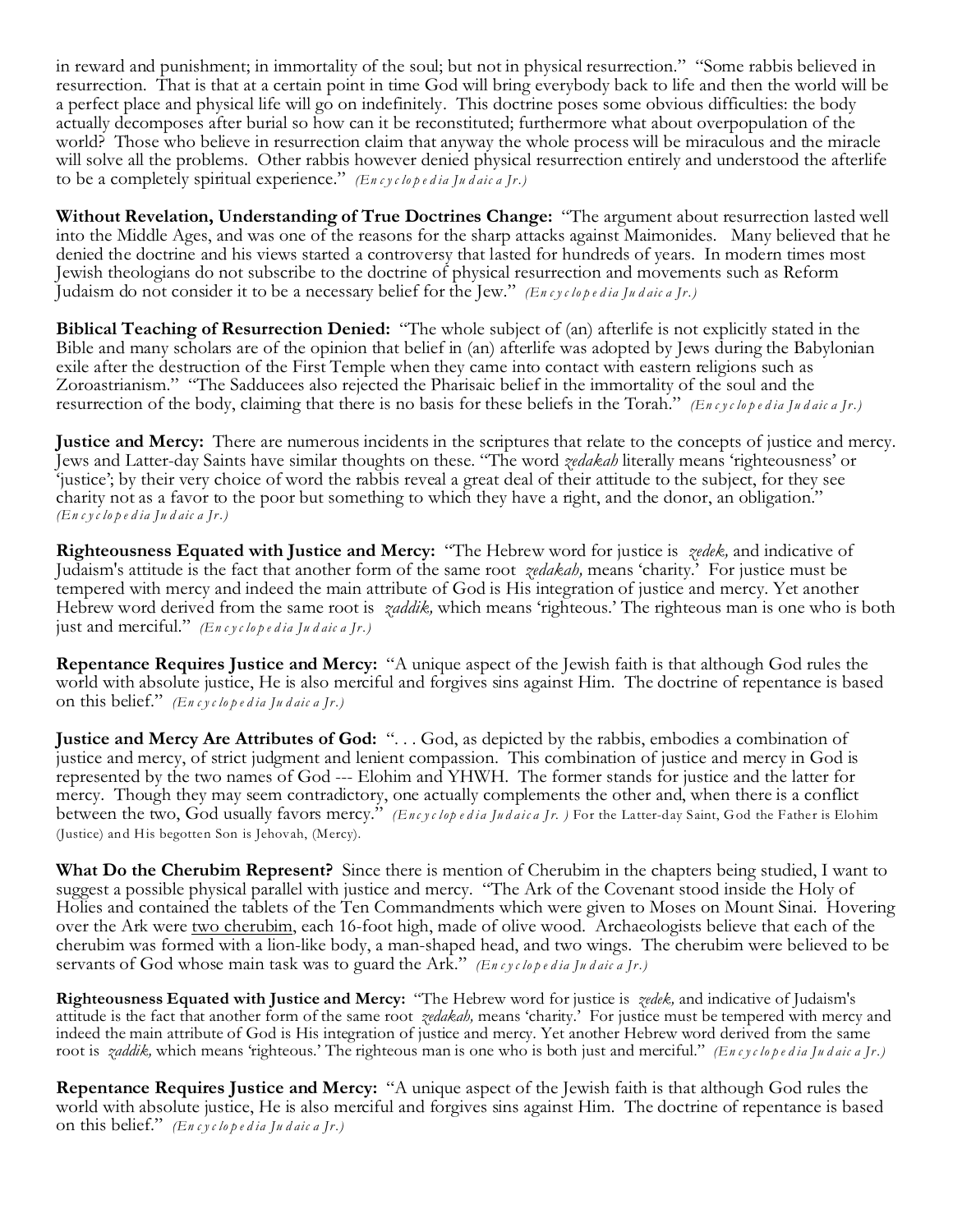in reward and punishment; in immortality of the soul; but not in physical resurrection." "Some rabbis believed in resurrection. That is that at a certain point in time God will bring everybody back to life and then the world will be a perfect place and physical life will go on indefinitely. This doctrine poses some obvious difficulties: the body actually decomposes after burial so how can it be reconstituted; furthermore what about overpopulation of the world? Those who believe in resurrection claim that anyway the whole process will be miraculous and the miracle will solve all the problems. Other rabbis however denied physical resurrection entirely and understood the afterlife to be a completely spiritual experience." *(Encyclopedia Judaica Jr.)*

**Without Revelation, Understanding of True Doctrines Change:** "The argument about resurrection lasted well into the Middle Ages, and was one of the reasons for the sharp attacks against Maimonides. Many believed that he denied the doctrine and his views started a controversy that lasted for hundreds of years. In modern times most Jewish theologians do not subscribe to the doctrine of physical resurrection and movements such as Reform Judaism do not consider it to be a necessary belief for the Jew." *(Encyclopedia Judaica Jr.)*

**Biblical Teaching of Resurrection Denied:** "The whole subject of (an) afterlife is not explicitly stated in the Bible and many scholars are of the opinion that belief in (an) afterlife was adopted by Jews during the Babylonian exile after the destruction of the First Temple when they came into contact with eastern religions such as Zoroastrianism." "The Sadducees also rejected the Pharisaic belief in the immortality of the soul and the resurrection of the body, claiming that there is no basis for these beliefs in the Torah." *(Encyclopedia Judaica Jr.)*

**Justice and Mercy:** There are numerous incidents in the scriptures that relate to the concepts of justice and mercy. Jews and Latter-day Saints have similar thoughts on these. "The word *zedakah* literally means 'righteousness' or 'justice'; by their very choice of word the rabbis reveal a great deal of their attitude to the subject, for they see charity not as a favor to the poor but something to which they have a right, and the donor, an obligation." *(Encyclopedia Judaica Jr.)*

**Righteousness Equated with Justice and Mercy:** "The Hebrew word for justice is *zedek,* and indicative of Judaism's attitude is the fact that another form of the same root *zedakah,* means 'charity.' For justice must be tempered with mercy and indeed the main attribute of God is His integration of justice and mercy. Yet another Hebrew word derived from the same root is *zaddik,* which means 'righteous.' The righteous man is one who is both just and merciful." *(Encyclopedia Judaica Jr.)*

**Repentance Requires Justice and Mercy:** "A unique aspect of the Jewish faith is that although God rules the world with absolute justice, He is also merciful and forgives sins against Him. The doctrine of repentance is based on this belief." *(Encyclopedia Judaica Jr.)*

**Justice and Mercy Are Attributes of God:** ". . . God, as depicted by the rabbis, embodies a combination of justice and mercy, of strict judgment and lenient compassion. This combination of justice and mercy in God is represented by the two names of God --- Elohim and YHWH. The former stands for justice and the latter for mercy. Though they may seem contradictory, one actually complements the other and, when there is a conflict between the two, God usually favors mercy." *(Encyclopedia Judaica Jr. )* For the Latter-day Saint, God the Father is Elohim (Justice) and His begotten Son is Jehovah, (Mercy).

**What Do the Cherubim Represent?** Since there is mention of Cherubim in the chapters being studied, I want to suggest a possible physical parallel with justice and mercy. "The Ark of the Covenant stood inside the Holy of Holies and contained the tablets of the Ten Commandments which were given to Moses on Mount Sinai. Hovering over the Ark were two cherubim, each 16-foot high, made of olive wood. Archaeologists believe that each of the cherubim was formed with a lion-like body, a man-shaped head, and two wings. The cherubim were believed to be servants of God whose main task was to guard the Ark." *(Encyclopedia Judaica Jr.)*

**Righteousness Equated with Justice and Mercy:** "The Hebrew word for justice is *zedek,* and indicative of Judaism's attitude is the fact that another form of the same root *zedakah,* means 'charity.' For justice must be tempered with mercy and indeed the main attribute of God is His integration of justice and mercy. Yet another Hebrew word derived from the same root is *zaddik,* which means 'righteous.' The righteous man is one who is both just and merciful." *(Encyclopedia Judaica Jr.)*

**Repentance Requires Justice and Mercy:** "A unique aspect of the Jewish faith is that although God rules the world with absolute justice, He is also merciful and forgives sins against Him. The doctrine of repentance is based on this belief." *(Encyclopedia Judaica Jr.)*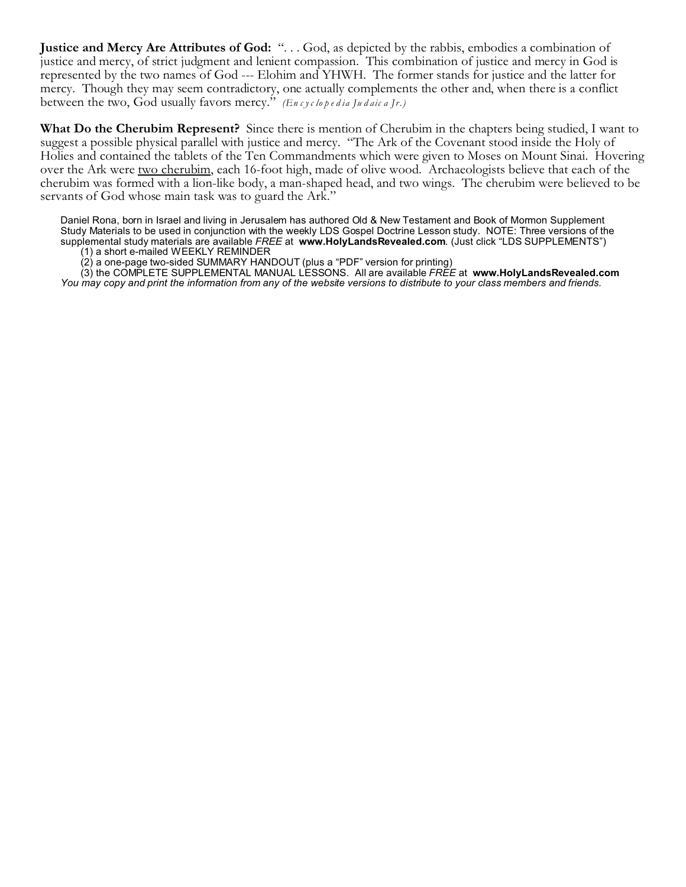**Justice and Mercy Are Attributes of God:** ". . . God, as depicted by the rabbis, embodies a combination of justice and mercy, of strict judgment and lenient compassion. This combination of justice and mercy in God is represented by the two names of God --- Elohim and YHWH. The former stands for justice and the latter for mercy. Though they may seem contradictory, one actually complements the other and, when there is a conflict between the two, God usually favors mercy." *(Encyclopedia Judaica Jr.)*

**What Do the Cherubim Represent?** Since there is mention of Cherubim in the chapters being studied, I want to suggest a possible physical parallel with justice and mercy. "The Ark of the Covenant stood inside the Holy of Holies and contained the tablets of the Ten Commandments which were given to Moses on Mount Sinai. Hovering over the Ark were <u>two cherubim</u>, each 16-foot high, made of olive wood. Archaeologists believe that each of the cherubim was formed with a lion-like body, a man-shaped head, and two wings. The cherubim were believed to be servants of God whose main task was to guard the Ark."

Daniel Rona, born in Israel and living in Jerusalem has authored Old & New Testament and Book of Mormon Supplement Study Materials to be used in conjunction with the weekly LDS Gospel Doctrine Lesson study. NOTE: Three versions of the supplemental study materials are available *FREE* at **www.HolyLandsRevealed.com**. (Just click "LDS SUPPLEMENTS")

(1) a short e-mailed WEEKLY REMINDER
(2) a one-page two-sided SUMMARY HANDOUT (plus a "PDF" version for printing)
(3) the COMPLETE SUPPLEMENTAL MANUAL LESSONS. All are available *FREE* at **www.HolyLandsRevealed.com**

*You may copy and print the information from any of the website versions to distribute to your class members and friends.*